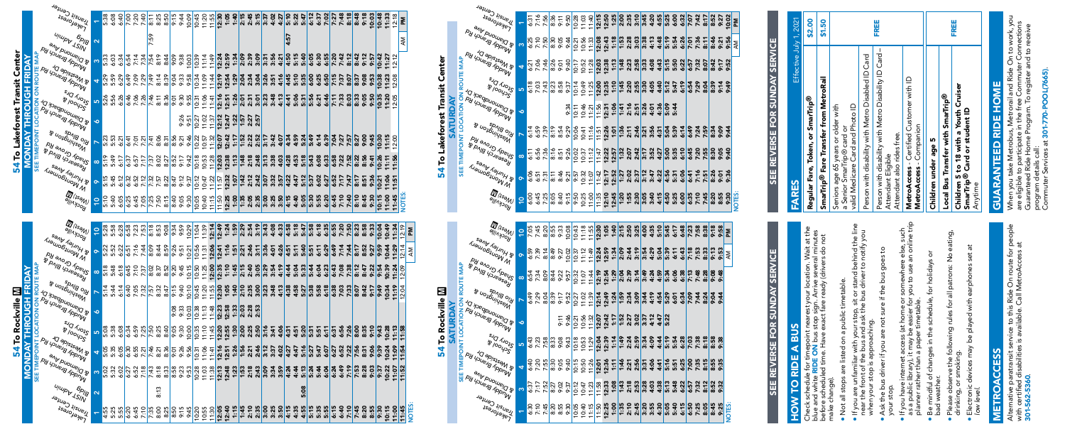# 54 To Rockville M

## MONDAY THROUGH FRIDAY

SEE TIMEPOINT LOCATION ON ROUTE MAP

| 1 Lakeforest Transit Center | 2 NIST Admin Bldg | 3 Muddy Branch Rd & Diamondback Dr | 4 Muddy Branch Rd & Westside Dr | 5 Story Dr & School Dr | 6 Muddy Branch Rd & Diamondback Dr | 7 Washingtonian & Rio Blvds | 8 Shady Grove Rd & Research Blvd | 9 W Montgomery & Hurley Aves | 10 Rockville (West) M |
|---|---|---|---|---|---|---|---|---|---|
| 4:55 | | 5:02 | 5:05 | 5:08 | | 5:14 | 5:18 | 5:22 | 5:28 |
| 5:25 | | 5:32 | 5:35 | 5:38 | | 5:44 | 5:48 | 5:52 | 5:58 |
| 5:55 | | 6:02 | 6:05 | 6:08 | | 6:14 | 6:18 | 6:22 | 6:28 |
| 6:20 | | 6:27 | 6:30 | 6:33 | | 6:39 | 6:44 | 6:48 | 6:54 |
| 6:45 | | 6:52 | 6:55 | 6:59 | | 7:05 | 7:10 | 7:16 | 7:23 |
| 7:10 | | 7:18 | 7:21 | 7:25 | | 7:32 | 7:37 | 7:44 | 7:53 |
| 7:35 | | 7:43 | 7:46 | 7:50 | | 7:57 | 8:02 | 8:09 | 8:18 |
| 8:00 | 8:13 | 8:18 | 8:21 | 8:25 | | 8:31 | 8:37 | 8:44 | 8:53 |
| 8:25 | | 8:33 | 8:36 | 8:40 | | 8:47 | 8:52 | 8:59 | 9:08 |
| 8:50 | | 8:58 | 9:01 | 9:05 | 9:08 | 9:13 | 9:20 | 9:26 | 9:34 |
| 9:15 | | 9:23 | 9:26 | 9:30 | 9:33 | 9:40 | 9:45 | 9:51 | 9:59 |
| 9:45 | | 9:53 | 9:56 | 10:00 | 10:03 | 10:10 | 10:15 | 10:21 | 10:29 |
| 10:20 | | 10:28 | 10:31 | 10:35 | 10:38 | 10:45 | 10:50 | 10:56 | 11:04 |
| 10:55 | | 11:03 | 11:06 | 11:10 | 11:13 | 11:20 | 11:25 | 11:31 | 11:39 |
| 11:30 | | 11:38 | 11:41 | 11:45 | 11:48 | 11:55 | 12:00 | 12:06 | 12:14 |
| 12:05 | | 12:13 | 12:16 | 12:20 | 12:23 | 12:30 | 12:35 | 12:41 | 12:49 |
| 12:40 | | 12:48 | 12:51 | 12:55 | 12:58 | 1:05 | 1:10 | 1:16 | 1:24 |
| 1:15 | | 1:23 | 1:26 | 1:30 | 1:33 | 1:40 | 1:45 | 1:51 | 1:59 |
| 1:45 | | 1:53 | 1:56 | 2:00 | 2:03 | 2:10 | 2:15 | 2:21 | 2:29 |
| 2:10 | | 2:18 | 2:21 | 2:25 | 2:28 | 2:35 | 2:40 | 2:46 | 2:54 |
| 2:35 | | 2:43 | 2:46 | 2:50 | 2:53 | 3:00 | 3:05 | 3:11 | 3:19 |
| 3:00 | | 3:09 | 3:12 | 3:16 | | 3:23 | 3:29 | 3:36 | 3:43 |
| 3:25 | | 3:34 | 3:37 | 3:41 | | 3:48 | 3:54 | 4:01 | 4:08 |
| 3:50 | | 3:59 | 4:02 | 4:06 | | 4:13 | 4:19 | 4:26 | 4:33 |
| 4:15 | | 4:24 | 4:27 | 4:31 | | 4:38 | 4:44 | 4:51 | 4:58 |
| 4:40 | | 4:48 | 4:51 | 4:55 | | 5:02 | 5:08 | 5:15 | 5:22 |
| 4:55 | 5:08 | 5:13 | 5:16 | 5:20 | | 5:27 | 5:33 | 5:40 | 5:47 |
| 5:30 | | 5:38 | 5:41 | 5:45 | | 5:52 | 5:58 | 6:04 | 6:11 |
| 5:55 | | 6:03 | 6:06 | 6:10 | | 6:17 | 6:22 | 6:28 | 6:35 |
| 6:15 | | 6:24 | 6:27 | 6:31 | | 6:38 | 6:43 | 6:49 | 6:55 |
| 6:40 | | 6:49 | 6:52 | 6:56 | | 7:03 | 7:08 | 7:14 | 7:20 |
| 7:05 | | 7:13 | 7:16 | 7:20 | | 7:26 | 7:31 | 7:38 | 7:44 |
| 7:30 | | 7:38 | 7:41 | 7:45 | | 7:51 | 7:56 | 8:02 | 8:08 |
| 7:55 | | 8:03 | 8:06 | 8:10 | | 8:16 | 8:21 | 8:27 | 8:33 |
| 8:20 | | 8:28 | 8:31 | 8:35 | | 8:42 | 8:47 | 8:52 | 8:58 |
| 8:55 | | 9:03 | 9:06 | 9:10 | | 9:17 | 9:22 | 9:28 | 9:34 |
| 9:30 | | 9:37 | 9:39 | 9:43 | | 9:49 | 9:54 | 9:59 | 10:04 |
| 10:00 | | 10:07 | 10:09 | 10:13 | | 10:19 | 10:24 | 10:29 | 10:34 |
| 10:30 | | 10:37 | 10:39 | 10:43 | | 10:49 | 10:54 | 10:59 | 11:04 |
| 11:00 | | 11:07 | 11:09 | 11:13 | | 11:19 | 11:24 | 11:29 | 11:34 |
| 11:45 | | 11:52 | 11:54 | 11:58 | | 12:04 | 12:09 | 12:14 | 12:19 |

NOTES: AM **PM**

# 54 To Lakeforest Transit Center

## MONDAY THROUGH FRIDAY

SEE TIMEPOINT LOCATION ON ROUTE MAP

| 10 Rockville (West) M | 9 W Montgomery & Hurley Aves | 8 Shady Grove Rd & Research Blvd | 7 Washingtonian & Rio Blvds | 6 Muddy Branch Rd & Diamondback Dr | 5 Story Dr & School Dr | 4 Muddy Branch Rd & Westside Dr | 3 Muddy Branch Rd & Diamondback Dr | 2 NIST Admin Bldg | 1 Lakeforest Transit Center |
|---|---|---|---|---|---|---|---|---|---|
| 5:10 | 5:15 | 5:19 | 5:23 | | 5:26 | 5:29 | 5:33 | | 5:38 |
| 5:40 | 5:45 | 5:49 | 5:53 | | 5:56 | 5:59 | 6:03 | | 6:08 |
| 6:05 | 6:12 | 6:17 | 6:21 | | 6:26 | 6:29 | 6:34 | | 6:40 |
| 6:25 | 6:32 | 6:37 | 6:41 | | 6:46 | 6:49 | 6:54 | | 7:00 |
| 6:45 | 6:52 | 6:57 | 7:01 | | 7:06 | 7:09 | 7:14 | | 7:20 |
| 7:05 | 7:12 | 7:17 | 7:21 | | 7:26 | 7:29 | 7:34 | | 7:40 |
| 7:25 | 7:32 | 7:37 | 7:41 | | 7:46 | 7:49 | 7:54 | 7:59 | 8:11 |
| 7:50 | 7:57 | 8:02 | 8:06 | | 8:11 | 8:14 | 8:19 | | 8:25 |
| 8:15 | 8:22 | 8:27 | 8:31 | | 8:36 | 8:39 | 8:44 | | 8:50 |
| 8:40 | 8:47 | 8:52 | 8:56 | | 9:01 | 9:04 | 9:09 | | 9:15 |
| 9:10 | 9:15 | 9:19 | 9:23 | 9:26 | 9:30 | 9:33 | 9:38 | | 9:44 |
| 10:05 | 10:12 | 10:18 | 10:22 | 10:27 | 10:31 | 10:34 | 10:39 | | 10:45 |
| 10:40 | 10:47 | 10:53 | 10:57 | 11:02 | 11:06 | 11:09 | 11:14 | | 11:20 |
| 11:15 | 11:22 | 11:28 | 11:32 | 11:37 | 11:41 | 11:44 | 11:49 | | 11:55 |
| 11:50 | 11:57 | 12:03 | 12:07 | 12:12 | 12:16 | 12:19 | 12:24 | | 12:30 |
| 12:25 | 12:32 | 12:38 | 12:42 | 12:47 | 12:51 | 12:54 | 12:59 | | 1:05 |
| 1:00 | 1:07 | 1:13 | 1:17 | 1:22 | 1:26 | 1:29 | 1:34 | | 1:40 |
| 1:35 | 1:42 | 1:48 | 1:52 | 1:57 | 2:01 | 2:04 | 2:09 | | 2:15 |
| 2:05 | 2:12 | 2:18 | 2:22 | 2:27 | 2:31 | 2:34 | 2:39 | | 2:45 |
| 2:35 | 2:42 | 2:48 | 2:52 | 2:57 | 3:01 | 3:04 | 3:09 | | 3:15 |
| 3:00 | 3:07 | 3:13 | 3:17 | | 3:23 | 3:26 | 3:31 | | 3:37 |
| 3:25 | 3:32 | 3:38 | 3:42 | | 3:48 | 3:51 | 3:56 | | 4:02 |
| 3:50 | 3:57 | 4:03 | 4:07 | | 4:13 | 4:16 | 4:21 | | 4:27 |
| 4:15 | 4:22 | 4:28 | 4:32 | | 4:38 | 4:41 | 4:46 | 4:57 | 5:10 |
| 4:40 | 4:47 | 4:53 | 4:59 | | 5:06 | 5:10 | 5:15 | | 5:22 |
| 5:05 | 5:12 | 5:18 | 5:24 | | 5:31 | 5:35 | 5:40 | | 5:47 |
| 5:30 | 5:37 | 5:43 | 5:49 | | 5:56 | 6:00 | 6:05 | | 6:12 |
| 5:55 | 6:02 | 6:08 | 6:14 | | 6:21 | 6:25 | 6:30 | | 6:37 |
| 6:20 | 6:27 | 6:33 | 6:39 | | 6:46 | 6:50 | 6:55 | | 7:02 |
| 6:45 | 6:52 | 6:58 | 7:04 | | 7:11 | 7:15 | 7:20 | | 7:27 |
| 7:10 | 7:17 | 7:22 | 7:27 | | 7:33 | 7:37 | 7:42 | | 7:48 |
| 7:40 | 7:47 | 7:52 | 7:57 | | 8:03 | 8:07 | 8:12 | | 8:18 |
| 8:10 | 8:17 | 8:22 | 8:27 | | 8:33 | 8:37 | 8:42 | | 8:48 |
| 8:40 | 8:46 | 8:51 | 8:56 | | 9:02 | 9:05 | 9:09 | | 9:15 |
| 9:30 | 9:36 | 9:41 | 9:45 | | 9:50 | 9:53 | 9:57 | | 10:03 |
| 10:15 | 10:21 | 10:26 | 10:30 | | 10:35 | 10:38 | 10:42 | | 10:48 |
| 11:45 | 11:50 | 11:56 | 12:00 | | 12:05 | 12:08 | 12:12 | | 12:18 |

NOTES: AM **PM**

# 54 To Rockville M

## SATURDAY

SEE TIMEPOINT LOCATION ON ROUTE MAP

| 1 Lakeforest Transit Center | 3 Muddy Branch Rd & Diamondback Dr | 4 Muddy Branch Rd & Westside Dr | 5 Story Dr & School Dr | 6 Muddy Branch Rd & Diamondback Dr | 7 Washingtonian & Rio Blvds | 8 Shady Grove Rd & Research Blvd | 9 W Montgomery & Hurley Aves | 10 Rockville (West) M |
|---|---|---|---|---|---|---|---|---|
| 6:30 | 6:37 | 6:40 | 6:43 | | 6:49 | 6:54 | 6:59 | 7:05 |
| 7:10 | 7:17 | 7:20 | 7:23 | | 7:29 | 7:34 | 7:39 | 7:45 |
| 7:45 | 7:52 | 7:55 | 7:58 | | 8:04 | 8:09 | 8:14 | 8:20 |
| 8:20 | 8:27 | 8:30 | 8:33 | | 8:39 | 8:44 | 8:49 | 8:55 |
| 8:55 | 9:02 | 9:05 | 9:08 | 9:11 | 9:17 | 9:22 | 9:27 | 9:33 |
| 9:30 | 9:37 | 9:40 | 9:43 | 9:46 | 9:52 | 9:57 | 10:02 | 10:08 |
| 10:05 | 10:12 | 10:15 | 10:18 | 10:21 | 10:27 | 10:32 | 10:37 | 10:43 |
| 10:40 | 10:47 | 10:50 | 10:53 | 10:56 | 11:02 | 11:07 | 11:12 | 11:18 |
| 11:15 | 11:23 | 11:26 | 11:29 | 11:32 | 11:39 | 11:44 | 11:49 | 11:55 |
| 11:50 | 11:58 | 12:01 | 12:04 | 12:07 | 12:14 | 12:19 | 12:24 | 12:30 |
| 12:25 | 12:33 | 12:36 | 12:39 | 12:42 | 12:49 | 12:54 | 12:59 | 1:05 |
| 1:00 | 1:08 | 1:11 | 1:14 | 1:17 | 1:24 | 1:29 | 1:34 | 1:40 |
| 1:35 | 1:43 | 1:46 | 1:49 | 1:52 | 1:59 | 2:04 | 2:09 | 2:15 |
| 2:10 | 2:18 | 2:21 | 2:24 | 2:27 | 2:34 | 2:39 | 2:44 | 2:50 |
| 2:45 | 2:53 | 2:56 | 2:59 | 3:02 | 3:09 | 3:14 | 3:19 | 3:25 |
| 3:20 | 3:28 | 3:31 | 3:34 | 3:37 | 3:44 | 3:49 | 3:54 | 4:00 |
| 3:55 | 4:03 | 4:06 | 4:09 | 4:12 | 4:19 | 4:24 | 4:29 | 4:35 |
| 4:30 | 4:38 | 4:41 | 4:44 | 4:47 | 4:54 | 4:59 | 5:04 | 5:10 |
| 5:05 | 5:13 | 5:16 | 5:19 | 5:22 | 5:29 | 5:34 | 5:39 | 5:45 |
| 5:40 | 5:48 | 5:51 | 5:54 | | 6:01 | 6:06 | 6:11 | 6:17 |
| 6:15 | 6:22 | 6:25 | 6:28 | | 6:34 | 6:38 | 6:43 | 6:48 |
| 6:50 | 6:57 | 7:00 | 7:03 | | 7:09 | 7:13 | 7:18 | 7:23 |
| 7:25 | 7:32 | 7:35 | 7:38 | | 7:44 | 7:48 | 7:53 | 7:58 |
| 8:00 | 8:07 | 8:10 | 8:13 | | 8:19 | 8:23 | 8:28 | 8:33 |
| 8:45 | 8:52 | 8:55 | 8:58 | | 9:04 | 9:08 | 9:13 | 9:18 |
| 9:25 | 9:32 | 9:35 | 9:38 | | 9:44 | 9:48 | 9:53 | 9:58 |

NOTES: AM **PM**

# 54 To Lakeforest Transit Center

## SATURDAY

SEE TIMEPOINT LOCATION ON ROUTE MAP

| 10 Rockville (West) M | 9 W Montgomery & Hurley Aves | 8 Shady Grove Rd & Research Blvd | 7 Washingtonian & Rio Blvds | 6 Muddy Branch Rd & Diamondback Dr | 5 Story Dr & School Dr | 4 Muddy Branch Rd & Westside Dr | 3 Muddy Branch Rd & Diamondback Dr | 1 Lakeforest Transit Center |
|---|---|---|---|---|---|---|---|---|
| 6:00 | 6:06 | 6:11 | 6:14 | | 6:18 | 6:21 | 6:25 | 6:31 |
| 6:45 | 6:51 | 6:56 | 6:59 | | 7:03 | 7:06 | 7:10 | 7:16 |
| 7:25 | 7:31 | 7:36 | 7:39 | | 7:43 | 7:46 | 7:50 | 7:56 |
| 8:05 | 8:11 | 8:16 | 8:19 | | 8:23 | 8:26 | 8:30 | 8:36 |
| 8:40 | 8:46 | 8:51 | 8:54 | | 8:58 | 9:01 | 9:05 | 9:11 |
| 9:15 | 9:21 | 9:26 | 9:29 | 9:34 | 9:37 | 9:40 | 9:44 | 9:50 |
| 9:50 | 9:57 | 10:02 | 10:06 | 10:11 | 10:14 | 10:17 | 10:21 | 10:28 |
| 10:25 | 10:32 | 10:37 | 10:41 | 10:46 | 10:49 | 10:52 | 10:56 | 11:03 |
| 11:00 | 11:07 | 11:12 | 11:16 | 11:21 | 11:25 | 11:28 | 11:33 | 11:40 |
| 11:35 | 11:42 | 11:47 | 11:51 | 11:56 | 12:00 | 12:03 | 12:08 | 12:15 |
| 12:10 | 12:17 | 12:22 | 12:26 | 12:31 | 12:35 | 12:38 | 12:43 | 12:50 |
| 12:45 | 12:52 | 12:57 | 1:01 | 1:06 | 1:10 | 1:13 | 1:18 | 1:25 |
| 1:20 | 1:27 | 1:32 | 1:36 | 1:41 | 1:45 | 1:48 | 1:53 | 2:00 |
| 1:55 | 2:02 | 2:07 | 2:11 | 2:16 | 2:20 | 2:23 | 2:28 | 2:35 |
| 2:30 | 2:37 | 2:42 | 2:46 | 2:51 | 2:55 | 2:58 | 3:03 | 3:10 |
| 3:05 | 3:12 | 3:17 | 3:21 | 3:26 | 3:30 | 3:33 | 3:38 | 3:45 |
| 3:40 | 3:47 | 3:52 | 3:56 | 4:01 | 4:05 | 4:08 | 4:13 | 4:20 |
| 4:15 | 4:22 | 4:27 | 4:31 | 4:36 | 4:40 | 4:43 | 4:48 | 4:55 |
| 4:50 | 4:56 | 5:00 | 5:04 | 5:09 | 5:12 | 5:15 | 5:19 | 5:25 |
| 5:25 | 5:31 | 5:35 | 5:39 | 5:44 | 5:47 | 5:50 | 5:54 | 6:00 |
| 6:00 | 6:06 | 6:10 | 6:14 | | 6:19 | 6:22 | 6:26 | 6:32 |
| 6:35 | 6:41 | 6:45 | 6:49 | | 6:54 | 6:57 | 7:01 | 7:07 |
| 7:10 | 7:16 | 7:20 | 7:24 | | 7:29 | 7:32 | 7:36 | 7:42 |
| 7:45 | 7:51 | 7:55 | 7:59 | | 8:04 | 8:07 | 8:11 | 8:17 |
| 8:20 | 8:26 | 8:30 | 8:34 | | 8:39 | 8:42 | 8:46 | 8:52 |
| 8:55 | 9:01 | 9:05 | 9:09 | | 9:14 | 9:17 | 9:21 | 9:27 |
| 9:30 | 9:36 | 9:40 | 9:44 | | 9:49 | 9:52 | 9:56 | 10:02 |

NOTES: AM **PM**

## SEE REVERSE FOR SUNDAY SERVICE

## SEE REVERSE FOR SUNDAY SERVICE

## HOW TO RIDE A BUS

Check schedule for timepoint nearest your location. Wait at the blue and white RIDE ON bus stop sign. Arrive several minutes before scheduled time. Have exact fare ready (drivers do not make change).

- Not all stops are listed on a public timetable.
- If you are unfamiliar with your stop, sit or stand behind the line near the front of the bus and ask the bus driver to notify you when your stop is approaching.
- Ask the bus driver if you are not sure if the bus goes to your stop.
- If you have internet access (at home or somewhere else, such as a public library), it may be easier for you to use an online trip planner rather than a paper timetable.
- Be mindful of changes in the schedule, for holidays or bad weather.
- Please observe the following rules for all patrons: No eating, drinking, or smoking.
- Electronic devices may be played with earphones set at low level.

## METROACCESS

Alternative paratransit service to this Ride On route for people with certified disabilities is available. Call MetroAccess at **301-562-5360**.

## FARES

*Effective July 1, 2021*

| Fare | Cost |
|---|---|
| **Regular Fare, Token, or SmarTrip®** | **$2.00** |
| **SmarTrip® Fare Transfer from MetroRail** | **$1.50** |
| Seniors age 65 years or older with a Senior SmarTrip® card or valid Medicare Card and Photo ID | **FREE** |
| Person with disability with Metro Disabled ID Card | **FREE** |
| Person with disability with Metro Disability ID Card – Attendant Eligible; Attendant also rides free. | **FREE** |
| **MetroAccess** - Certified Customer with ID; **MetroAccess** - Companion | **FREE** |
| **Children under age 5** | **FREE** |
| **Local Bus Transfer with SmarTrip®** | **FREE** |
| **Children 5 to 18 with a Youth Cruiser SmarTrip® Card or student ID** Anytime | **FREE** |

## GUARANTEED RIDE HOME

When you take Metrobus, Metrorail and Ride On to work, you are eligible to participate in the free Commuter Connections Guaranteed Ride Home Program. To register and to receive program details call:
Commuter Services at **301-770-POOL(7665)**.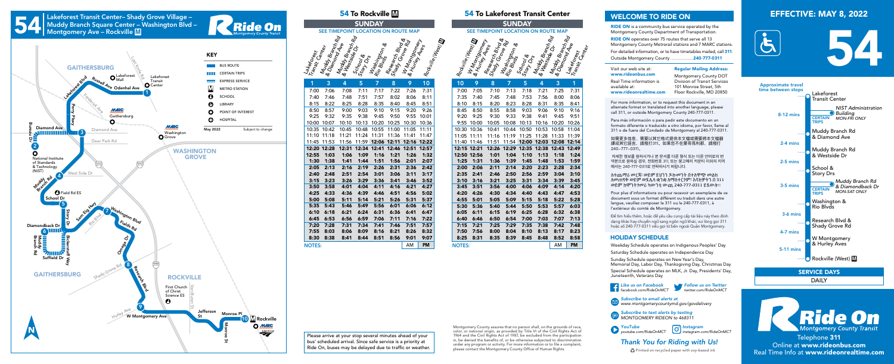# 54 Lakeforest Transit Center– Shady Grove Village – Muddy Branch Square Center – Washington Blvd – Montgomery Ave – Rockville M

Ride On Montgomery County Transit

**KEY**

- BUS ROUTE
- CERTAIN TRIPS
- EXPRESS SERVICE
- M METRO STATION
- SCHOOL
- LIBRARY
- POINT OF INTEREST
- HOSPITAL

May 2022 Subject to change

GAITHERSBURG

WASHINGTON GROVE

ROCKVILLE

1 Lakeforest Transit Center
2 National Institute of Standards & Technology (NIST)
3 Diamond Ave
4 Muddy Branch Rd / West Side Dr
5 School Dr
6 Diamondback Dr
7 Washington Blvd
8 Shady Grove Rd / Research Blvd
9 W Montgomery Ave
10 M Rockville

## 54 To Rockville M

**SUNDAY**

SEE TIMEPOINT LOCATION ON ROUTE MAP

| Lakeforest Transit Center | Muddy Branch Rd & Diamond Ave | Muddy Branch Rd & Westside Dr | School & Story Drs | Washington & Rio Blvds | Research Blvd & Shady Grove Rd | W Montgomery & Hurley Aves | Rockville (West) M |
|---|---|---|---|---|---|---|---|
| 1 | 3 | 4 | 5 | 7 | 8 | 9 | 10 |
| 7:00 | 7:06 | 7:08 | 7:11 | 7:17 | 7:22 | 7:26 | 7:31 |
| 7:40 | 7:46 | 7:48 | 7:51 | 7:57 | 8:02 | 8:06 | 8:11 |
| 8:15 | 8:22 | 8:25 | 8:28 | 8:35 | 8:40 | 8:45 | 8:51 |
| 8:50 | 8:57 | 9:00 | 9:03 | 9:10 | 9:15 | 9:20 | 9:26 |
| 9:25 | 9:32 | 9:35 | 9:38 | 9:45 | 9:50 | 9:55 | 10:01 |
| 10:00 | 10:07 | 10:10 | 10:13 | 10:20 | 10:25 | 10:30 | 10:36 |
| 10:35 | 10:42 | 10:45 | 10:48 | 10:55 | 11:00 | 11:05 | 11:11 |
| 11:10 | 11:18 | 11:21 | 11:24 | 11:31 | 11:36 | 11:41 | 11:47 |
| 11:45 | 11:53 | 11:56 | 11:59 | **12:06** | **12:11** | **12:16** | **12:22** |
| **12:20** | **12:28** | **12:31** | **12:34** | **12:41** | **12:46** | **12:51** | **12:57** |
| **12:55** | **1:03** | **1:06** | **1:09** | **1:16** | **1:21** | **1:26** | **1:32** |
| **1:30** | **1:38** | **1:41** | **1:44** | **1:51** | **1:56** | **2:01** | **2:07** |
| **2:05** | **2:13** | **2:16** | **2:19** | **2:26** | **2:31** | **2:36** | **2:42** |
| **2:40** | **2:48** | **2:51** | **2:54** | **3:01** | **3:06** | **3:11** | **3:17** |
| **3:15** | **3:23** | **3:26** | **3:29** | **3:36** | **3:41** | **3:46** | **3:52** |
| **3:50** | **3:58** | **4:01** | **4:04** | **4:11** | **4:16** | **4:21** | **4:27** |
| **4:25** | **4:33** | **4:36** | **4:39** | **4:46** | **4:51** | **4:56** | **5:02** |
| **5:00** | **5:08** | **5:11** | **5:14** | **5:21** | **5:26** | **5:31** | **5:37** |
| **5:35** | **5:43** | **5:46** | **5:49** | **5:56** | **6:01** | **6:06** | **6:12** |
| **6:10** | **6:18** | **6:21** | **6:24** | **6:31** | **6:36** | **6:41** | **6:47** |
| **6:45** | **6:53** | **6:56** | **6:59** | **7:06** | **7:11** | **7:16** | **7:22** |
| **7:20** | **7:28** | **7:31** | **7:34** | **7:41** | **7:46** | **7:51** | **7:57** |
| **7:55** | **8:03** | **8:06** | **8:09** | **8:16** | **8:21** | **8:26** | **8:32** |
| **8:30** | **8:38** | **8:41** | **8:44** | **8:51** | **8:56** | **9:01** | **9:07** |
| NOTES: | | | | | | AM | **PM** |

Please arrive at your stop several minutes ahead of your bus' scheduled arrival. Since safe service is a priority at Ride On, buses may be delayed due to traffic or weather.

## 54 To Lakeforest Transit Center

**SUNDAY**

SEE TIMEPOINT LOCATION ON ROUTE MAP

| Rockville (West) M | W Montgomery & Hurley Aves | Research Blvd & Shady Grove Rd | Washington & Rio Blvds | School & Story Drs | Muddy Branch Rd & Westside Dr | Muddy Branch Rd & Diamond Ave | Lakeforest Transit Center |
|---|---|---|---|---|---|---|---|
| 10 | 9 | 8 | 7 | 5 | 4 | 3 | 1 |
| 7:00 | 7:05 | 7:10 | 7:13 | 7:18 | 7:21 | 7:25 | 7:31 |
| 7:35 | 7:40 | 7:45 | 7:48 | 7:53 | 7:56 | 8:00 | 8:06 |
| 8:10 | 8:15 | 8:20 | 8:23 | 8:28 | 8:31 | 8:35 | 8:41 |
| 8:45 | 8:50 | 8:55 | 8:58 | 9:03 | 9:06 | 9:10 | 9:16 |
| 9:20 | 9:25 | 9:30 | 9:33 | 9:38 | 9:41 | 9:45 | 9:51 |
| 9:55 | 10:00 | 10:05 | 10:08 | 10:13 | 10:16 | 10:20 | 10:26 |
| 10:30 | 10:36 | 10:41 | 10:44 | 10:50 | 10:53 | 10:58 | 11:04 |
| 11:05 | 11:11 | 11:16 | 11:19 | 11:25 | 11:28 | 11:33 | 11:39 |
| 11:40 | 11:46 | 11:51 | 11:54 | **12:00** | **12:03** | **12:08** | **12:14** |
| **12:15** | **12:21** | **12:26** | **12:29** | **12:35** | **12:38** | **12:43** | **12:49** |
| **12:50** | **12:56** | **1:01** | **1:04** | **1:10** | **1:13** | **1:18** | **1:24** |
| **1:25** | **1:31** | **1:36** | **1:39** | **1:45** | **1:48** | **1:53** | **1:59** |
| **2:00** | **2:06** | **2:11** | **2:14** | **2:20** | **2:23** | **2:28** | **2:34** |
| **2:35** | **2:41** | **2:46** | **2:50** | **2:56** | **2:59** | **3:04** | **3:10** |
| **3:10** | **3:16** | **3:21** | **3:25** | **3:31** | **3:34** | **3:39** | **3:45** |
| **3:45** | **3:51** | **3:56** | **4:00** | **4:06** | **4:09** | **4:14** | **4:20** |
| **4:20** | **4:26** | **4:30** | **4:34** | **4:40** | **4:43** | **4:47** | **4:53** |
| **4:55** | **5:01** | **5:05** | **5:09** | **5:15** | **5:18** | **5:22** | **5:28** |
| **5:30** | **5:36** | **5:40** | **5:44** | **5:50** | **5:53** | **5:57** | **6:03** |
| **6:05** | **6:11** | **6:15** | **6:19** | **6:25** | **6:28** | **6:32** | **6:38** |
| **6:40** | **6:46** | **6:50** | **6:54** | **7:00** | **7:03** | **7:07** | **7:13** |
| **7:15** | **7:21** | **7:25** | **7:29** | **7:35** | **7:38** | **7:42** | **7:48** |
| **7:50** | **7:56** | **8:00** | **8:04** | **8:10** | **8:13** | **8:17** | **8:23** |
| **8:25** | **8:31** | **8:35** | **8:39** | **8:45** | **8:48** | **8:52** | **8:58** |
| NOTES: | | | | | | AM | **PM** |

Montgomery County assures that no person shall, on the grounds of race, color, or national origin, as provided by Title VI of the Civil Rights Act of 1964 and the Civil Rights Act of 1987, be excluded from the participation in, be denied the benefits of, or be otherwise subjected to discrimination under any program or activity. For more information or to file a complaint, please contact the Montgomery County Office of Human Rights.

## WELCOME TO RIDE ON

**RIDE ON** is a community bus service operated by the Montgomery County Department of Transportation.

**RIDE ON** operates over 75 routes that serve all 13 Montgomery County Metrorail stations and 7 MARC stations.

For detailed information, or to have timetables mailed, call **311**.

Outside Montgomery County .................. **240-777-0311**

| Visit our web site at: | **Regular Mailing Address:** |
|---|---|
| **www.rideonbus.com** | Montgomery County DOT |
| Real Time information is available at: | Division of Transit Services |
| **www.rideonrealtime.com** | 101 Monroe Street, 5th Floor Rockville, MD 20850 |

For more information, or to request this document in an alternate format or translated into another language, please call 311, or outside Montgomery County 240-777-0311.

Para más información o para pedir este documento en un formato diferente o traducido a otro idioma, por favor, llame al 311 o de fuera del Condado de Montgomery al 240-777-0311.

如需更多信息、需要以其它格式提供本文檔或需要將本文檔翻譯成其它語言，請撥打311。如果您不在蒙哥馬利郡，請撥打240-777-0311。

자세한 정보를 원하시거나 본 문서를 다른 형식 또는 다른 언어로의 번역본으로 원하실 경우, 전화번호 311 또는 몽고메리 카운티 이외의 지역에서는 240-777-0311로 연락하시기 바랍니다.

ለተጨማሪ መረጃ፣ ወይም ይህንን ሰነድ በተለየ ቅርጸት ወይም ወደ ሌላ ቋንቋ ተተርጉሞ ለመጠየቅ፣ እባክዎን በ 311 ወይም ከሞንትጎመሪ ካውንቲ ውጪ 240-777-0311 ይደውሉ።

Pour plus d'informations ou pour recevoir un exemplaire de ce document sous un format différent ou traduit dans une autre langue, veuillez composer le 311 ou le 240-777-0311, à l'extérieur du comté de Montgomery.

Để tìm hiểu thêm, hoặc để yêu cầu cung cấp tài liệu này theo định dạng khác hay chuyển ngữ sang ngôn ngữ khác, vui lòng gọi 311 hoặc số 240-777-0311 nếu gọi từ bên ngoài Quận Montgomery.

## HOLIDAY SCHEDULE

Weekday Schedule operates on Indigenous Peoples' Day

Saturday Schedule operates on Independence Day

Sunday Schedule operates on New Year's Day, Memorial Day, Labor Day, Thanksgiving Day, Christmas Day

Special Schedule operates on MLK, Jr. Day, Presidents' Day, Juneteenth, Veterans Day

*Like us on Facebook* facebook.com/RideOnMCT

*Follow us on Twitter* twitter.com/RideOnMCT

*Subscribe to email alerts at* www.montgomerycountymd.gov/govdelivery

*Subscribe to text alerts by texting* MONTGOMERY RIDEON to 468311

*YouTube* youtube.com/RideOnMCT

*Instagram* instagram.com/RideOnMCT

***Thank You for Riding with Us!***

Printed on recycled paper with soy-based ink

## EFFECTIVE: MAY 8, 2022

# 54

Approximate travel time between stops

- Lakeforest Transit Center
  - *NIST Administration Building* CERTAIN TRIPS MON-FRI ONLY
- 8-12 mins
- Muddy Branch Rd & Diamond Ave
- 2-4 mins
- Muddy Branch Rd & Westside Dr
- 2-5 mins
- School & Story Drs
- 3-5 mins
  - *Muddy Branch Rd & Diamondback Dr* CERTAIN TRIPS MON-SAT ONLY
- Washington & Rio Blvds
- 3-6 mins
- Research Blvd & Shady Grove Rd
- 4-7 mins
- W Montgomery & Hurley Aves
- 5-11 mins
- Rockville (West) M

**SERVICE DAYS**

DAILY

Ride On Montgomery County Transit

Telephone **311**

Online at **www.rideonbus.com**

Real Time Info at **www.rideonrealtime.com**